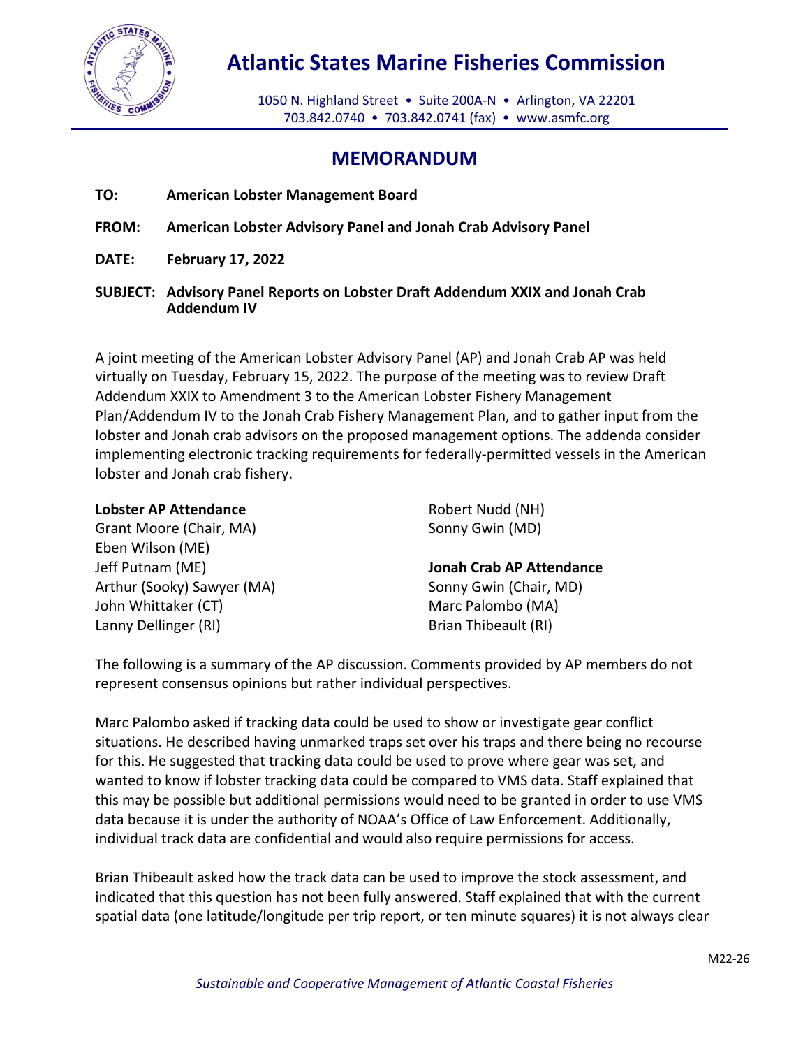# Atlantic States Marine Fisheries Commission

1050 N. Highland Street • Suite 200A-N • Arlington, VA 22201
703.842.0740 • 703.842.0741 (fax) • www.asmfc.org

## MEMORANDUM

**TO:** **American Lobster Management Board**

**FROM:** **American Lobster Advisory Panel and Jonah Crab Advisory Panel**

**DATE:** **February 17, 2022**

**SUBJECT:** **Advisory Panel Reports on Lobster Draft Addendum XXIX and Jonah Crab Addendum IV**

A joint meeting of the American Lobster Advisory Panel (AP) and Jonah Crab AP was held virtually on Tuesday, February 15, 2022. The purpose of the meeting was to review Draft Addendum XXIX to Amendment 3 to the American Lobster Fishery Management Plan/Addendum IV to the Jonah Crab Fishery Management Plan, and to gather input from the lobster and Jonah crab advisors on the proposed management options. The addenda consider implementing electronic tracking requirements for federally-permitted vessels in the American lobster and Jonah crab fishery.

**Lobster AP Attendance**
Grant Moore (Chair, MA)
Eben Wilson (ME)
Jeff Putnam (ME)
Arthur (Sooky) Sawyer (MA)
John Whittaker (CT)
Lanny Dellinger (RI)
Robert Nudd (NH)
Sonny Gwin (MD)

**Jonah Crab AP Attendance**
Sonny Gwin (Chair, MD)
Marc Palombo (MA)
Brian Thibeault (RI)

The following is a summary of the AP discussion. Comments provided by AP members do not represent consensus opinions but rather individual perspectives.

Marc Palombo asked if tracking data could be used to show or investigate gear conflict situations. He described having unmarked traps set over his traps and there being no recourse for this. He suggested that tracking data could be used to prove where gear was set, and wanted to know if lobster tracking data could be compared to VMS data. Staff explained that this may be possible but additional permissions would need to be granted in order to use VMS data because it is under the authority of NOAA's Office of Law Enforcement. Additionally, individual track data are confidential and would also require permissions for access.

Brian Thibeault asked how the track data can be used to improve the stock assessment, and indicated that this question has not been fully answered. Staff explained that with the current spatial data (one latitude/longitude per trip report, or ten minute squares) it is not always clear

M22-26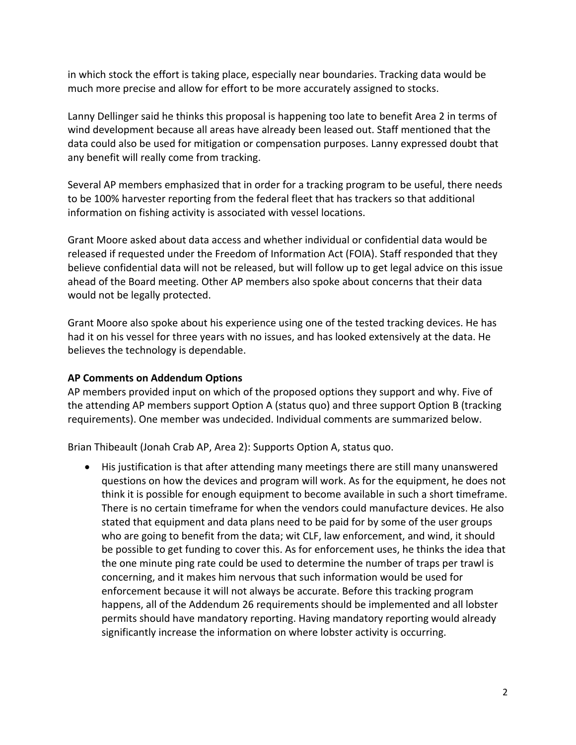in which stock the effort is taking place, especially near boundaries. Tracking data would be much more precise and allow for effort to be more accurately assigned to stocks.

Lanny Dellinger said he thinks this proposal is happening too late to benefit Area 2 in terms of wind development because all areas have already been leased out. Staff mentioned that the data could also be used for mitigation or compensation purposes. Lanny expressed doubt that any benefit will really come from tracking.

Several AP members emphasized that in order for a tracking program to be useful, there needs to be 100% harvester reporting from the federal fleet that has trackers so that additional information on fishing activity is associated with vessel locations.

Grant Moore asked about data access and whether individual or confidential data would be released if requested under the Freedom of Information Act (FOIA). Staff responded that they believe confidential data will not be released, but will follow up to get legal advice on this issue ahead of the Board meeting. Other AP members also spoke about concerns that their data would not be legally protected.

Grant Moore also spoke about his experience using one of the tested tracking devices. He has had it on his vessel for three years with no issues, and has looked extensively at the data. He believes the technology is dependable.

**AP Comments on Addendum Options**

AP members provided input on which of the proposed options they support and why. Five of the attending AP members support Option A (status quo) and three support Option B (tracking requirements). One member was undecided. Individual comments are summarized below.

Brian Thibeault (Jonah Crab AP, Area 2): Supports Option A, status quo.

- His justification is that after attending many meetings there are still many unanswered questions on how the devices and program will work. As for the equipment, he does not think it is possible for enough equipment to become available in such a short timeframe. There is no certain timeframe for when the vendors could manufacture devices. He also stated that equipment and data plans need to be paid for by some of the user groups who are going to benefit from the data; wit CLF, law enforcement, and wind, it should be possible to get funding to cover this. As for enforcement uses, he thinks the idea that the one minute ping rate could be used to determine the number of traps per trawl is concerning, and it makes him nervous that such information would be used for enforcement because it will not always be accurate. Before this tracking program happens, all of the Addendum 26 requirements should be implemented and all lobster permits should have mandatory reporting. Having mandatory reporting would already significantly increase the information on where lobster activity is occurring.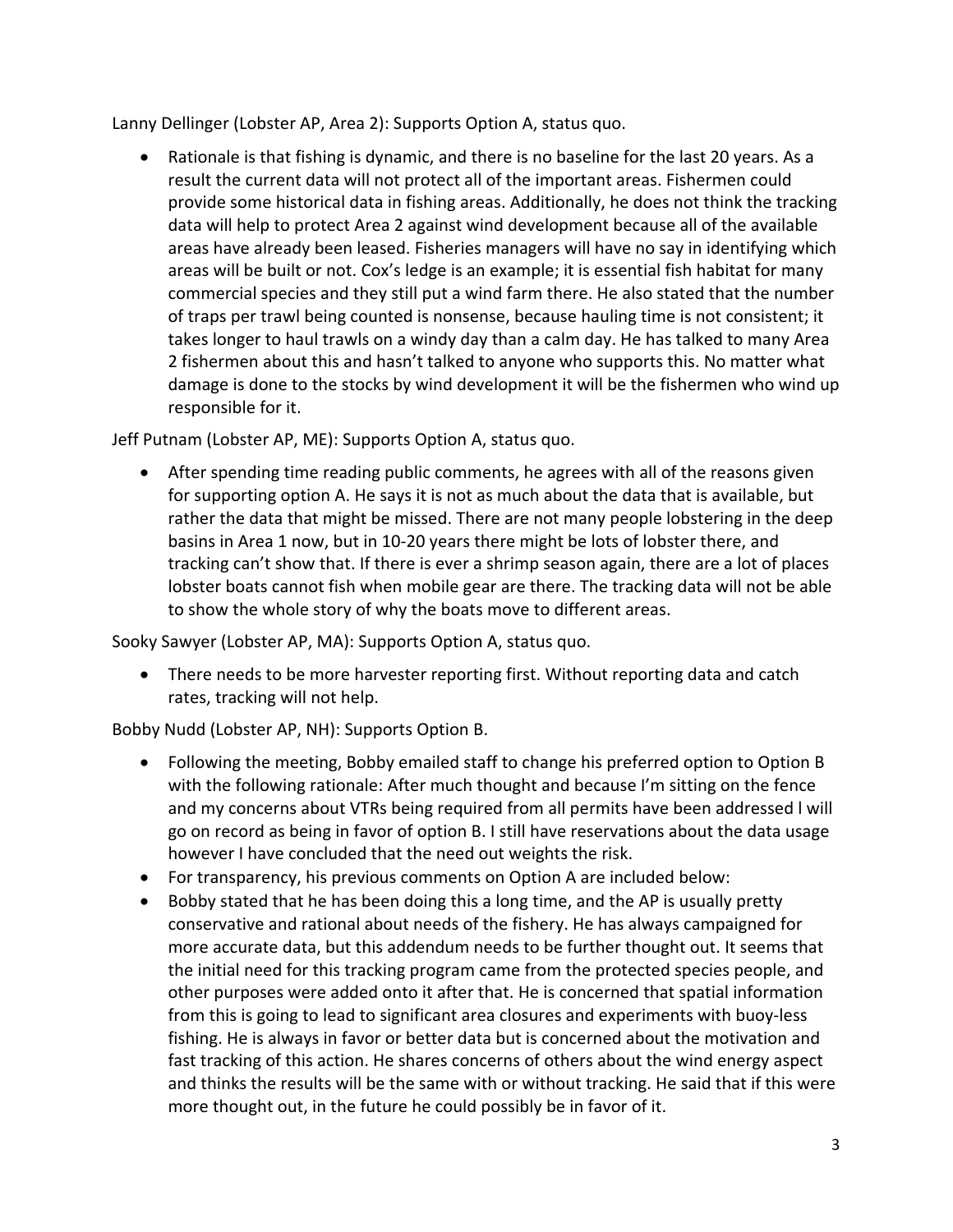Lanny Dellinger (Lobster AP, Area 2): Supports Option A, status quo.

- Rationale is that fishing is dynamic, and there is no baseline for the last 20 years. As a result the current data will not protect all of the important areas. Fishermen could provide some historical data in fishing areas. Additionally, he does not think the tracking data will help to protect Area 2 against wind development because all of the available areas have already been leased. Fisheries managers will have no say in identifying which areas will be built or not. Cox's ledge is an example; it is essential fish habitat for many commercial species and they still put a wind farm there. He also stated that the number of traps per trawl being counted is nonsense, because hauling time is not consistent; it takes longer to haul trawls on a windy day than a calm day. He has talked to many Area 2 fishermen about this and hasn't talked to anyone who supports this. No matter what damage is done to the stocks by wind development it will be the fishermen who wind up responsible for it.

Jeff Putnam (Lobster AP, ME): Supports Option A, status quo.

- After spending time reading public comments, he agrees with all of the reasons given for supporting option A. He says it is not as much about the data that is available, but rather the data that might be missed. There are not many people lobstering in the deep basins in Area 1 now, but in 10-20 years there might be lots of lobster there, and tracking can't show that. If there is ever a shrimp season again, there are a lot of places lobster boats cannot fish when mobile gear are there. The tracking data will not be able to show the whole story of why the boats move to different areas.

Sooky Sawyer (Lobster AP, MA): Supports Option A, status quo.

- There needs to be more harvester reporting first. Without reporting data and catch rates, tracking will not help.

Bobby Nudd (Lobster AP, NH): Supports Option B.

- Following the meeting, Bobby emailed staff to change his preferred option to Option B with the following rationale: After much thought and because I'm sitting on the fence and my concerns about VTRs being required from all permits have been addressed l will go on record as being in favor of option B. I still have reservations about the data usage however I have concluded that the need out weights the risk.
- For transparency, his previous comments on Option A are included below:
- Bobby stated that he has been doing this a long time, and the AP is usually pretty conservative and rational about needs of the fishery. He has always campaigned for more accurate data, but this addendum needs to be further thought out. It seems that the initial need for this tracking program came from the protected species people, and other purposes were added onto it after that. He is concerned that spatial information from this is going to lead to significant area closures and experiments with buoy-less fishing. He is always in favor or better data but is concerned about the motivation and fast tracking of this action. He shares concerns of others about the wind energy aspect and thinks the results will be the same with or without tracking. He said that if this were more thought out, in the future he could possibly be in favor of it.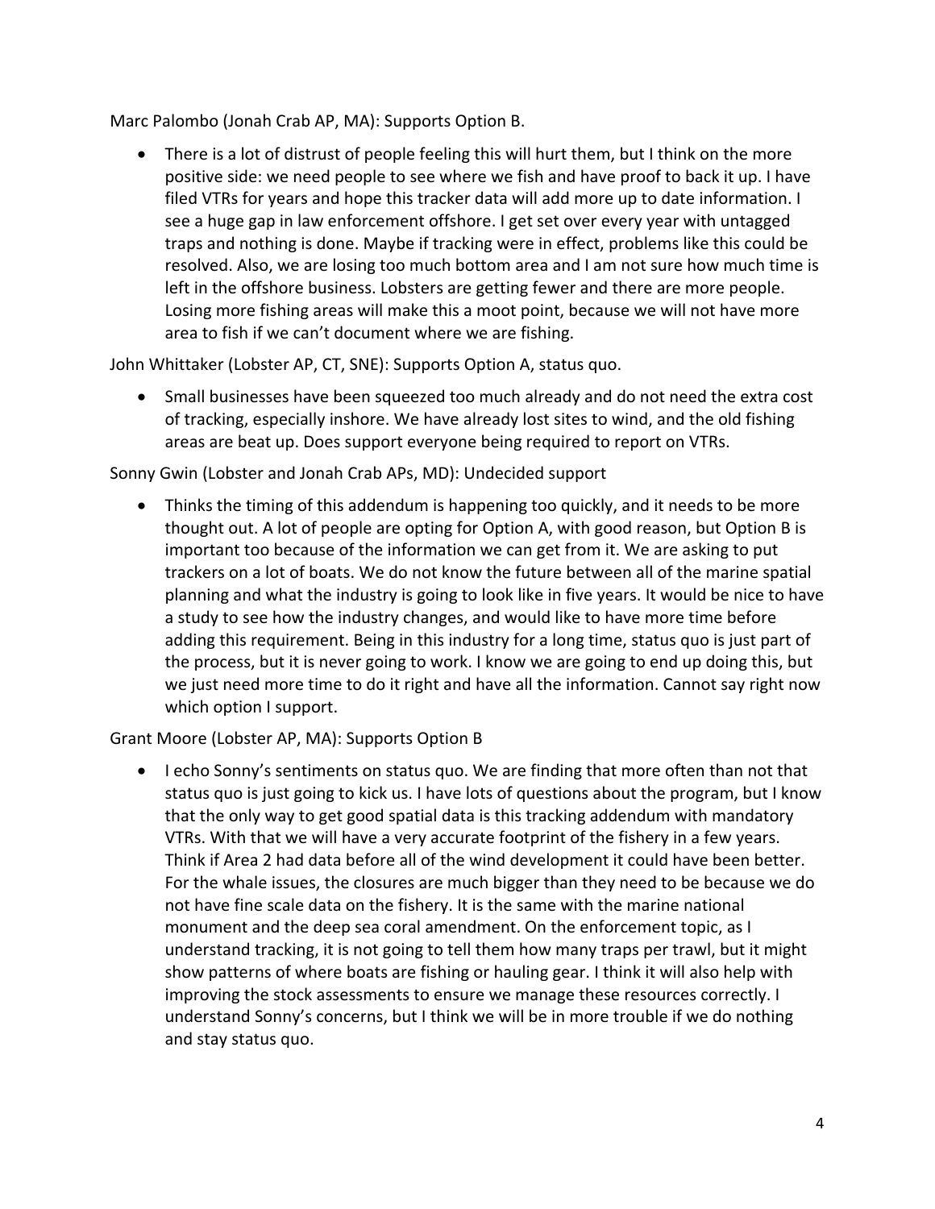Marc Palombo (Jonah Crab AP, MA): Supports Option B.

- There is a lot of distrust of people feeling this will hurt them, but I think on the more positive side: we need people to see where we fish and have proof to back it up. I have filed VTRs for years and hope this tracker data will add more up to date information. I see a huge gap in law enforcement offshore. I get set over every year with untagged traps and nothing is done. Maybe if tracking were in effect, problems like this could be resolved. Also, we are losing too much bottom area and I am not sure how much time is left in the offshore business. Lobsters are getting fewer and there are more people. Losing more fishing areas will make this a moot point, because we will not have more area to fish if we can't document where we are fishing.

John Whittaker (Lobster AP, CT, SNE): Supports Option A, status quo.

- Small businesses have been squeezed too much already and do not need the extra cost of tracking, especially inshore. We have already lost sites to wind, and the old fishing areas are beat up. Does support everyone being required to report on VTRs.

Sonny Gwin (Lobster and Jonah Crab APs, MD): Undecided support

- Thinks the timing of this addendum is happening too quickly, and it needs to be more thought out. A lot of people are opting for Option A, with good reason, but Option B is important too because of the information we can get from it. We are asking to put trackers on a lot of boats. We do not know the future between all of the marine spatial planning and what the industry is going to look like in five years. It would be nice to have a study to see how the industry changes, and would like to have more time before adding this requirement. Being in this industry for a long time, status quo is just part of the process, but it is never going to work. I know we are going to end up doing this, but we just need more time to do it right and have all the information. Cannot say right now which option I support.

Grant Moore (Lobster AP, MA): Supports Option B

- I echo Sonny's sentiments on status quo. We are finding that more often than not that status quo is just going to kick us. I have lots of questions about the program, but I know that the only way to get good spatial data is this tracking addendum with mandatory VTRs. With that we will have a very accurate footprint of the fishery in a few years. Think if Area 2 had data before all of the wind development it could have been better. For the whale issues, the closures are much bigger than they need to be because we do not have fine scale data on the fishery. It is the same with the marine national monument and the deep sea coral amendment. On the enforcement topic, as I understand tracking, it is not going to tell them how many traps per trawl, but it might show patterns of where boats are fishing or hauling gear. I think it will also help with improving the stock assessments to ensure we manage these resources correctly. I understand Sonny's concerns, but I think we will be in more trouble if we do nothing and stay status quo.